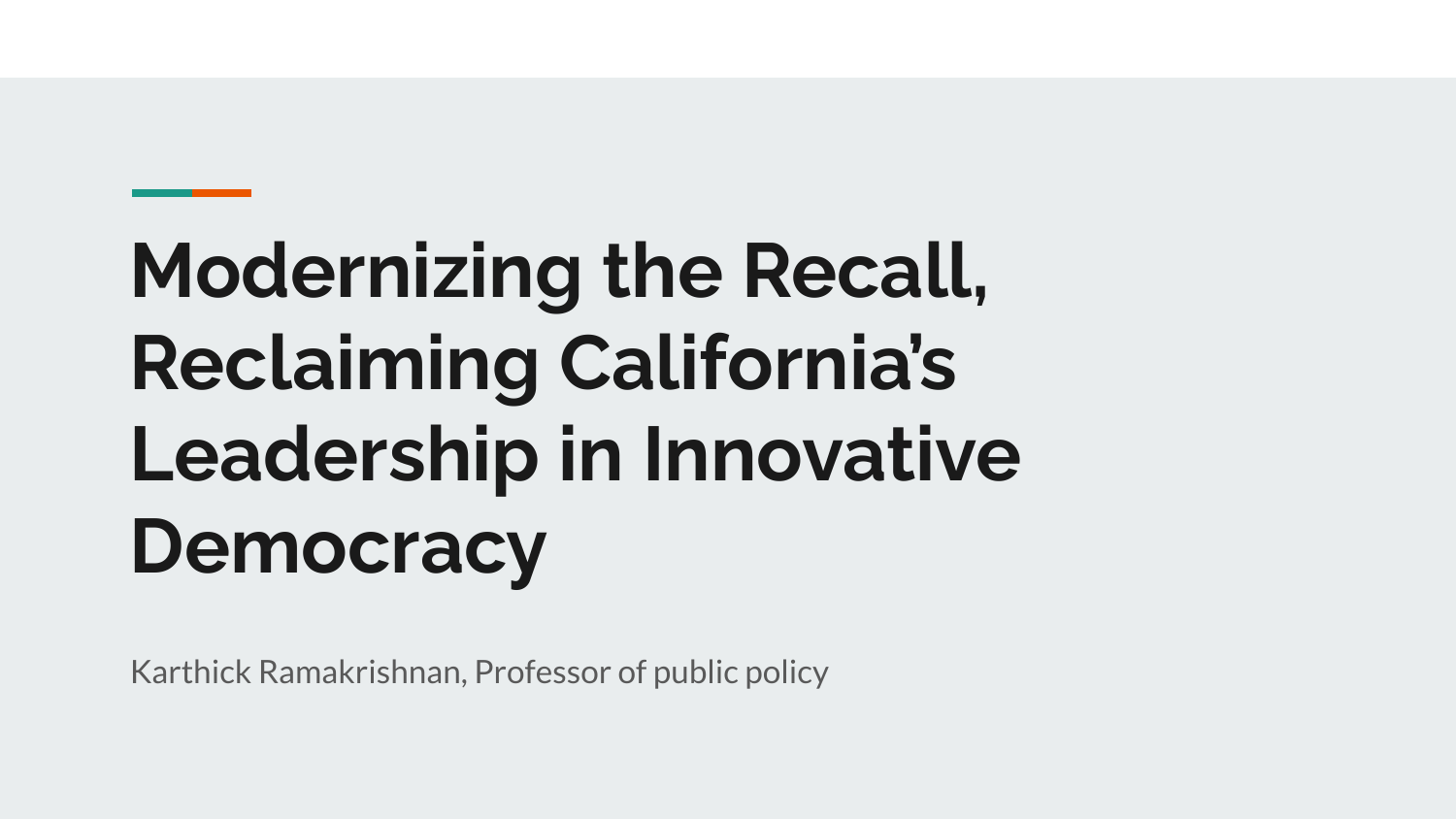# Modernizing the Recall, Reclaiming California's Leadership in Innovative Democracy

Karthick Ramakrishnan, Professor of public policy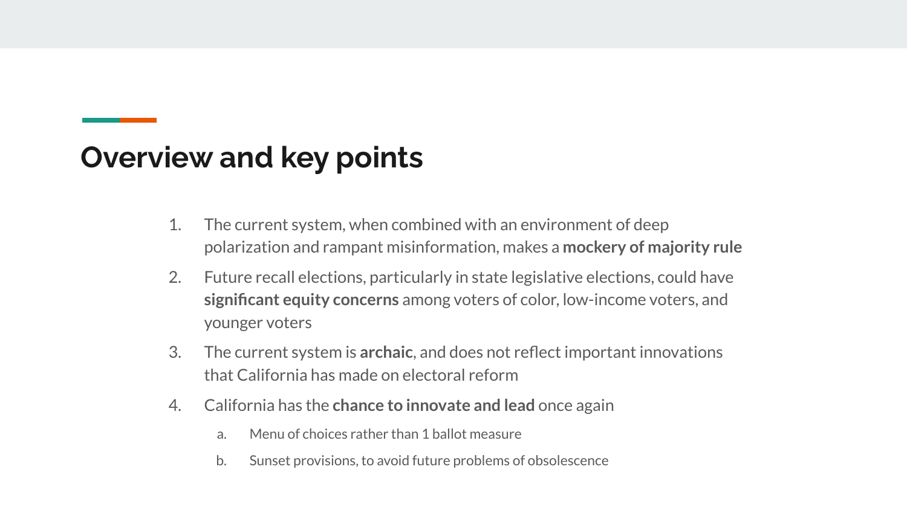# Overview and key points

1. The current system, when combined with an environment of deep polarization and rampant misinformation, makes a **mockery of majority rule**
2. Future recall elections, particularly in state legislative elections, could have **significant equity concerns** among voters of color, low-income voters, and younger voters
3. The current system is **archaic**, and does not reflect important innovations that California has made on electoral reform
4. California has the **chance to innovate and lead** once again
    a. Menu of choices rather than 1 ballot measure
    b. Sunset provisions, to avoid future problems of obsolescence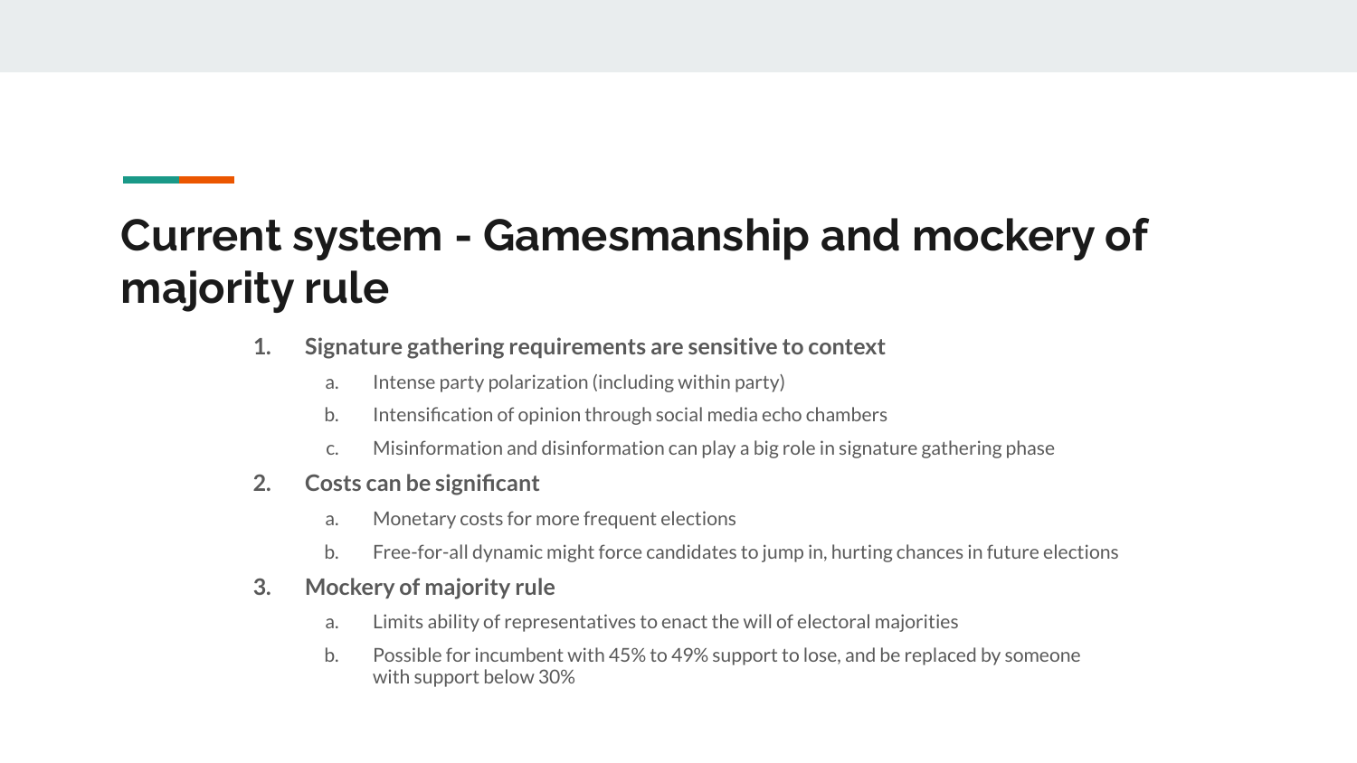# Current system - Gamesmanship and mockery of majority rule

1. **Signature gathering requirements are sensitive to context**
    a. Intense party polarization (including within party)
    b. Intensification of opinion through social media echo chambers
    c. Misinformation and disinformation can play a big role in signature gathering phase
2. **Costs can be significant**
    a. Monetary costs for more frequent elections
    b. Free-for-all dynamic might force candidates to jump in, hurting chances in future elections
3. **Mockery of majority rule**
    a. Limits ability of representatives to enact the will of electoral majorities
    b. Possible for incumbent with 45% to 49% support to lose, and be replaced by someone with support below 30%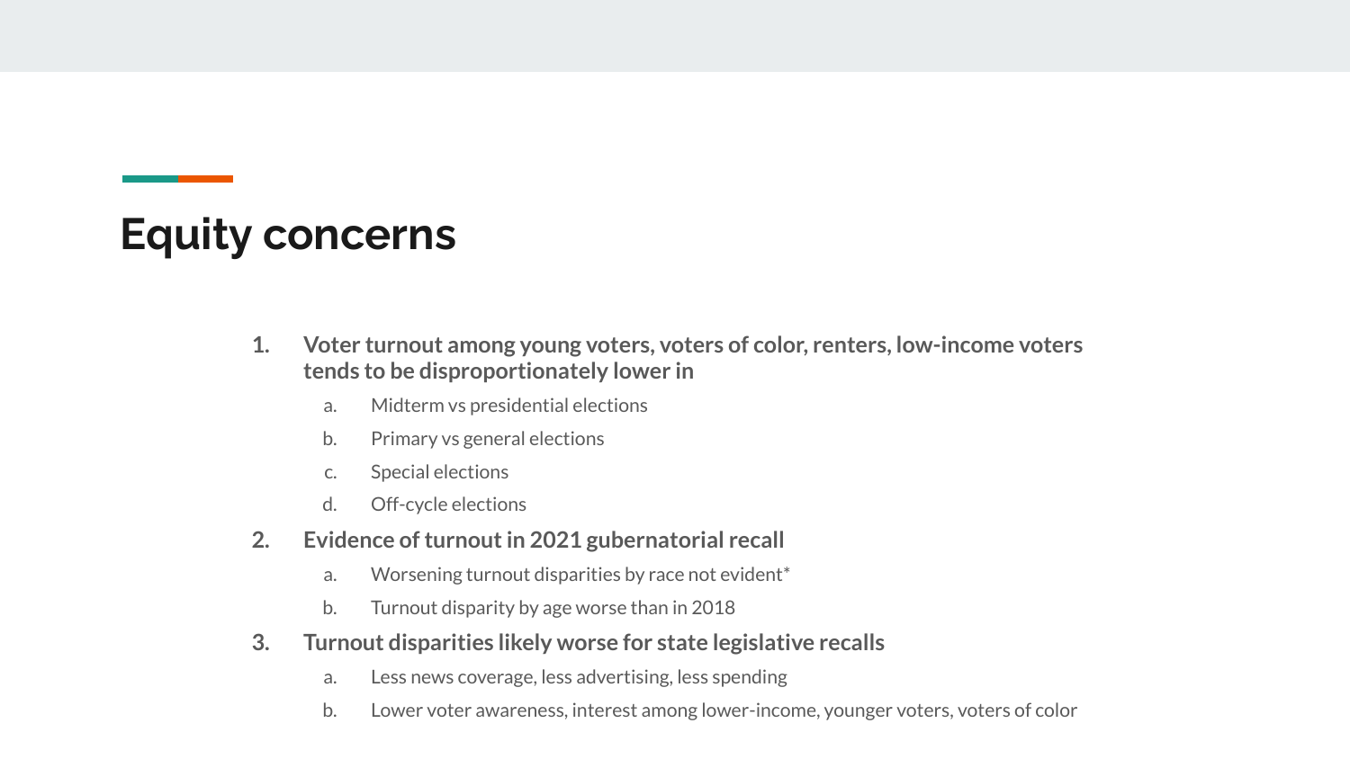## Equity concerns

1. **Voter turnout among young voters, voters of color, renters, low-income voters tends to be disproportionately lower in**
    a. Midterm vs presidential elections
    b. Primary vs general elections
    c. Special elections
    d. Off-cycle elections
2. **Evidence of turnout in 2021 gubernatorial recall**
    a. Worsening turnout disparities by race not evident*
    b. Turnout disparity by age worse than in 2018
3. **Turnout disparities likely worse for state legislative recalls**
    a. Less news coverage, less advertising, less spending
    b. Lower voter awareness, interest among lower-income, younger voters, voters of color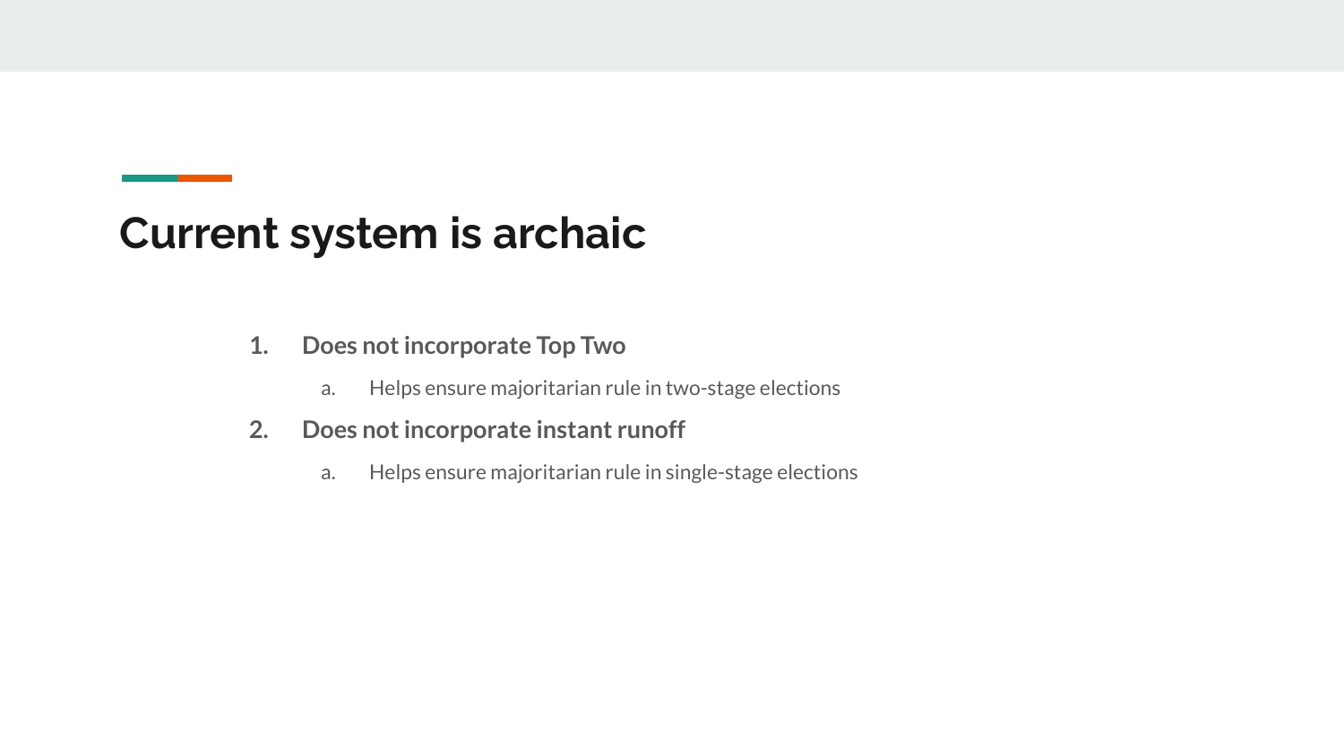# Current system is archaic

1. **Does not incorporate Top Two**
   a. Helps ensure majoritarian rule in two-stage elections
2. **Does not incorporate instant runoff**
   a. Helps ensure majoritarian rule in single-stage elections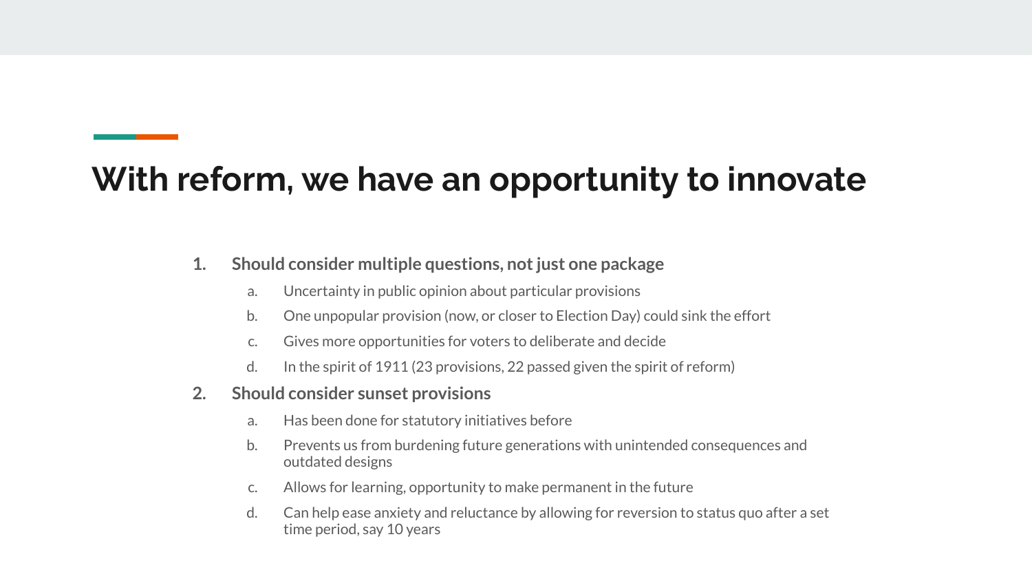# With reform, we have an opportunity to innovate

1. **Should consider multiple questions, not just one package**
   a. Uncertainty in public opinion about particular provisions
   b. One unpopular provision (now, or closer to Election Day) could sink the effort
   c. Gives more opportunities for voters to deliberate and decide
   d. In the spirit of 1911 (23 provisions, 22 passed given the spirit of reform)
2. **Should consider sunset provisions**
   a. Has been done for statutory initiatives before
   b. Prevents us from burdening future generations with unintended consequences and outdated designs
   c. Allows for learning, opportunity to make permanent in the future
   d. Can help ease anxiety and reluctance by allowing for reversion to status quo after a set time period, say 10 years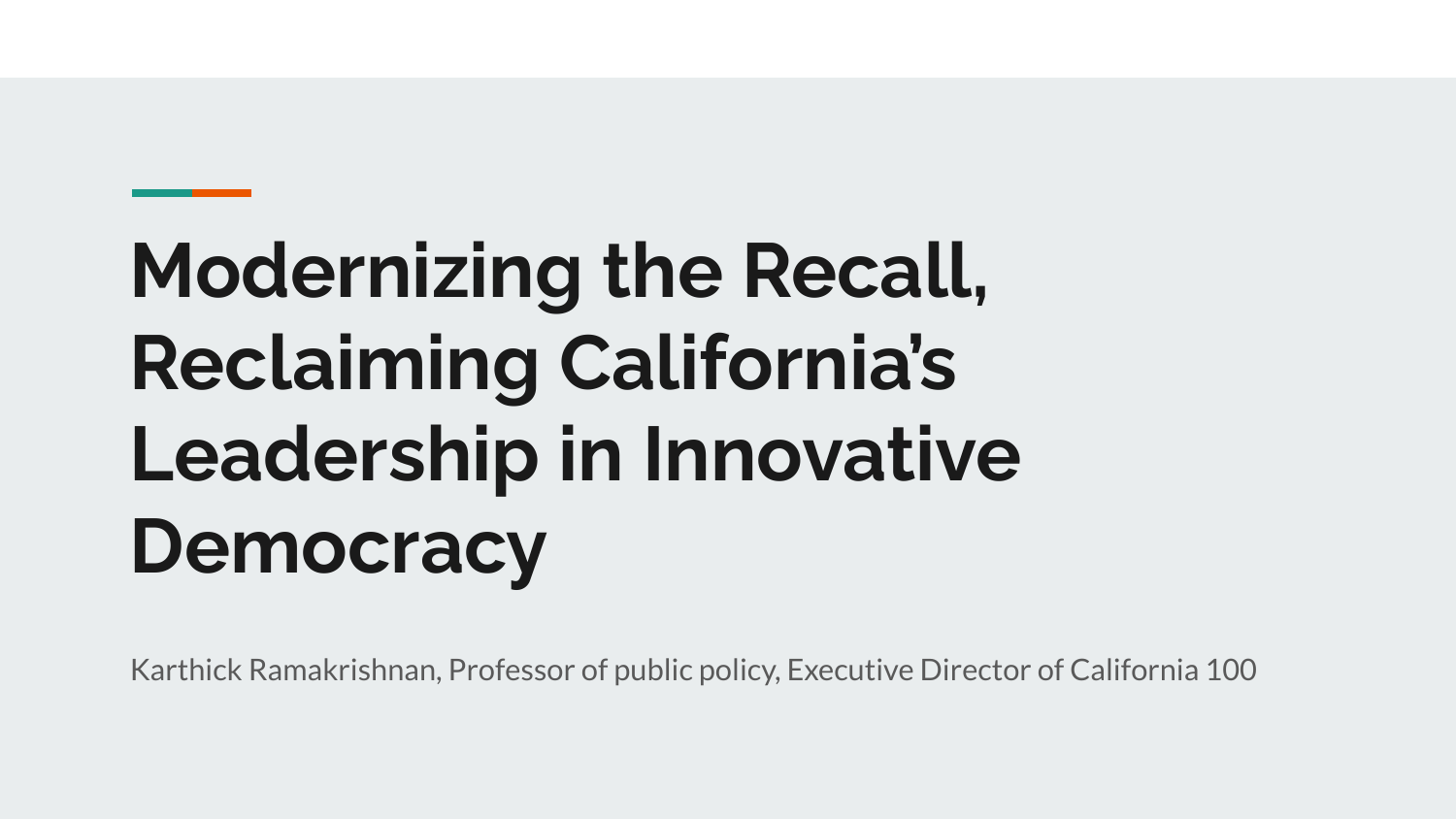# Modernizing the Recall, Reclaiming California's Leadership in Innovative Democracy

Karthick Ramakrishnan, Professor of public policy, Executive Director of California 100